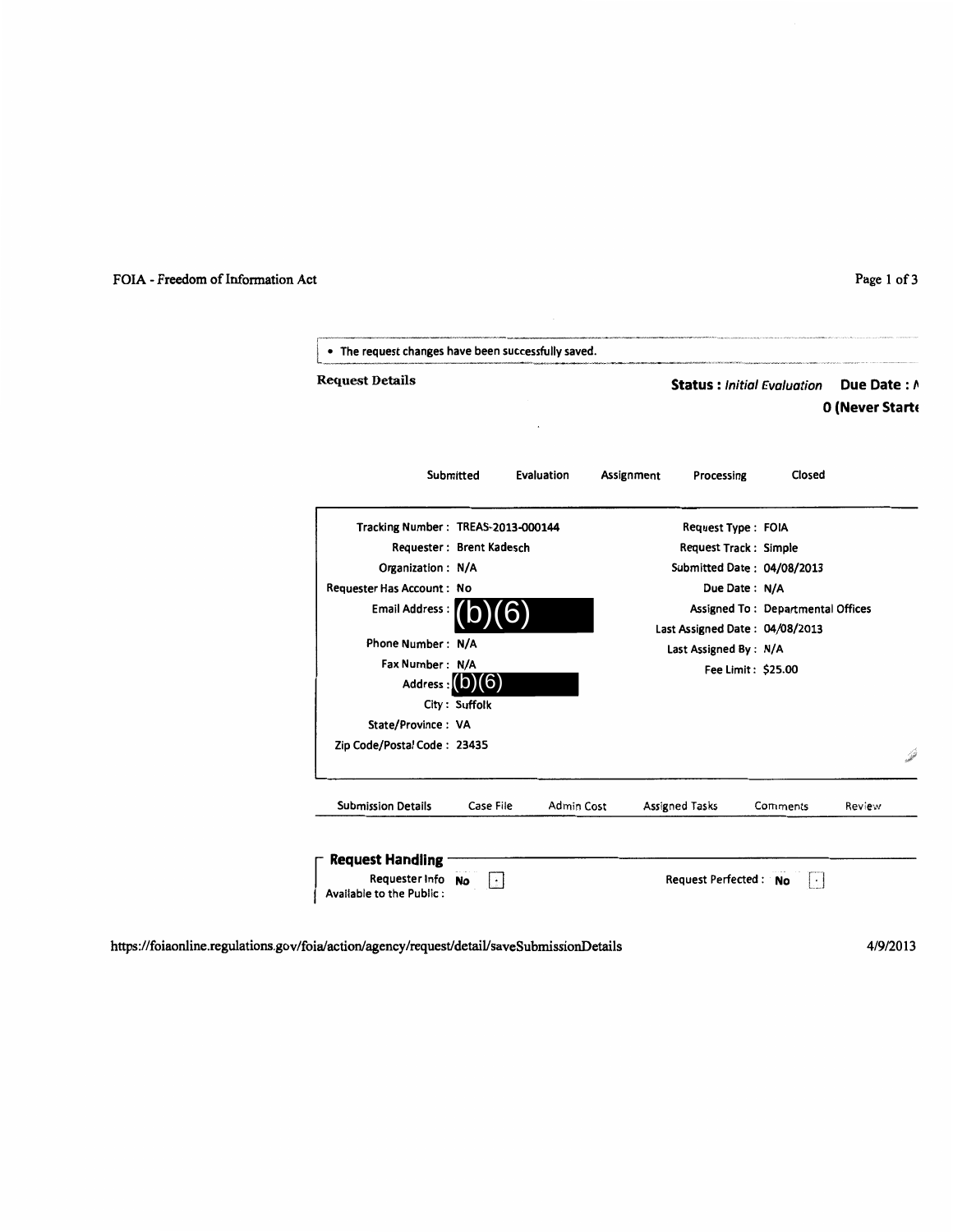- The request changes have been successfully saved.

**Request Details**

**Status :** *Initial Evaluation* **Due Date : N**
**0 (Never Starte**

Submitted | Evaluation | Assignment | Processing | Closed

| | | | |
|---|---|---|---|
| Tracking Number : | TREAS-2013-000144 | Request Type : | FOIA |
| Requester : | Brent Kadesch | Request Track : | Simple |
| Organization : | N/A | Submitted Date : | 04/08/2013 |
| Requester Has Account : | No | Due Date : | N/A |
| Email Address : | (b)(6) | Assigned To : | Departmental Offices |
| | | Last Assigned Date : | 04/08/2013 |
| Phone Number : | N/A | Last Assigned By : | N/A |
| Fax Number : | N/A | Fee Limit : | $25.00 |
| Address : | (b)(6) | | |
| City : | Suffolk | | |
| State/Province : | VA | | |
| Zip Code/Postal Code : | 23435 | | |

Submission Details | Case File | Admin Cost | Assigned Tasks | Comments | Review

**Request Handling**

Requester Info Available to the Public : No

Request Perfected : No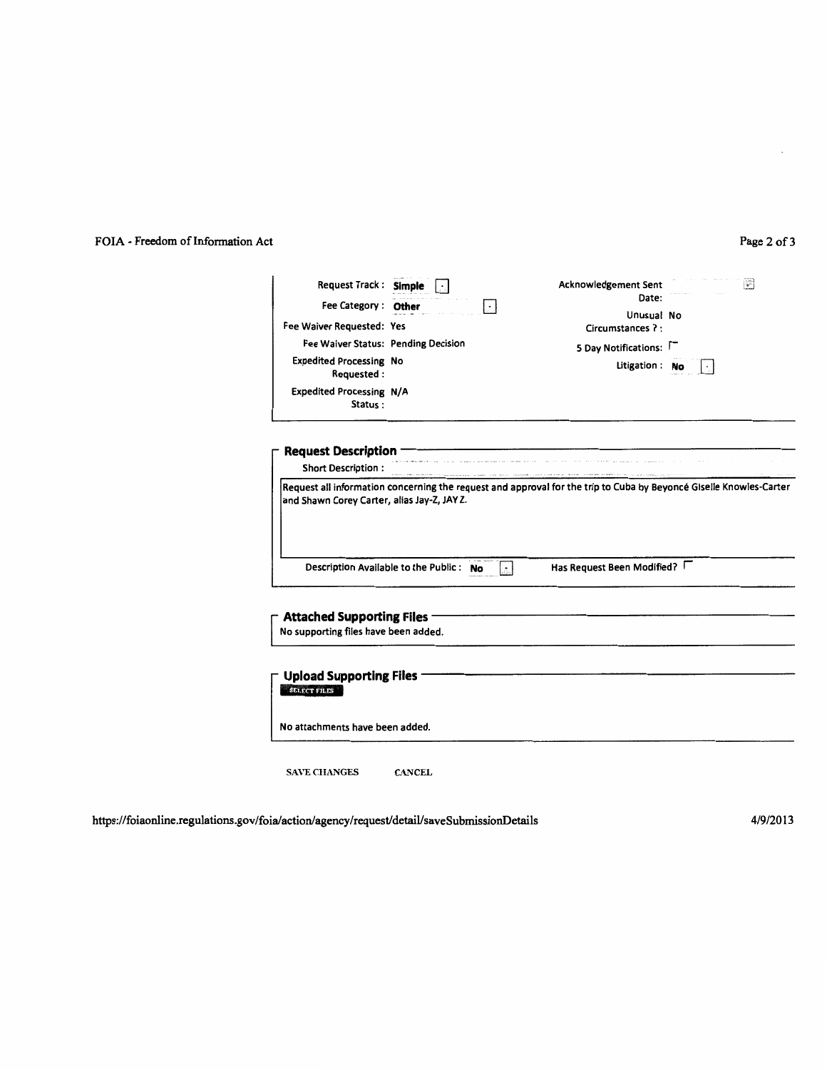| | | | |
|---|---|---|---|
| Request Track : | Simple | Acknowledgement Sent Date: | |
| Fee Category : | Other | Unusual Circumstances ? : | No |
| Fee Waiver Requested: | Yes | 5 Day Notifications: | |
| Fee Waiver Status: | Pending Decision | Litigation : | No |
| Expedited Processing Requested : | No | | |
| Expedited Processing Status : | N/A | | |

## Request Description

Short Description :

Request all information concerning the request and approval for the trip to Cuba by Beyoncé Giselle Knowles-Carter and Shawn Corey Carter, alias Jay-Z, JAY Z.

Description Available to the Public : No

Has Request Been Modified?

## Attached Supporting Files

No supporting files have been added.

## Upload Supporting Files

SELECT FILES

No attachments have been added.

SAVE CHANGES CANCEL

https://foiaonline.regulations.gov/foia/action/agency/request/detail/saveSubmissionDetails 4/9/2013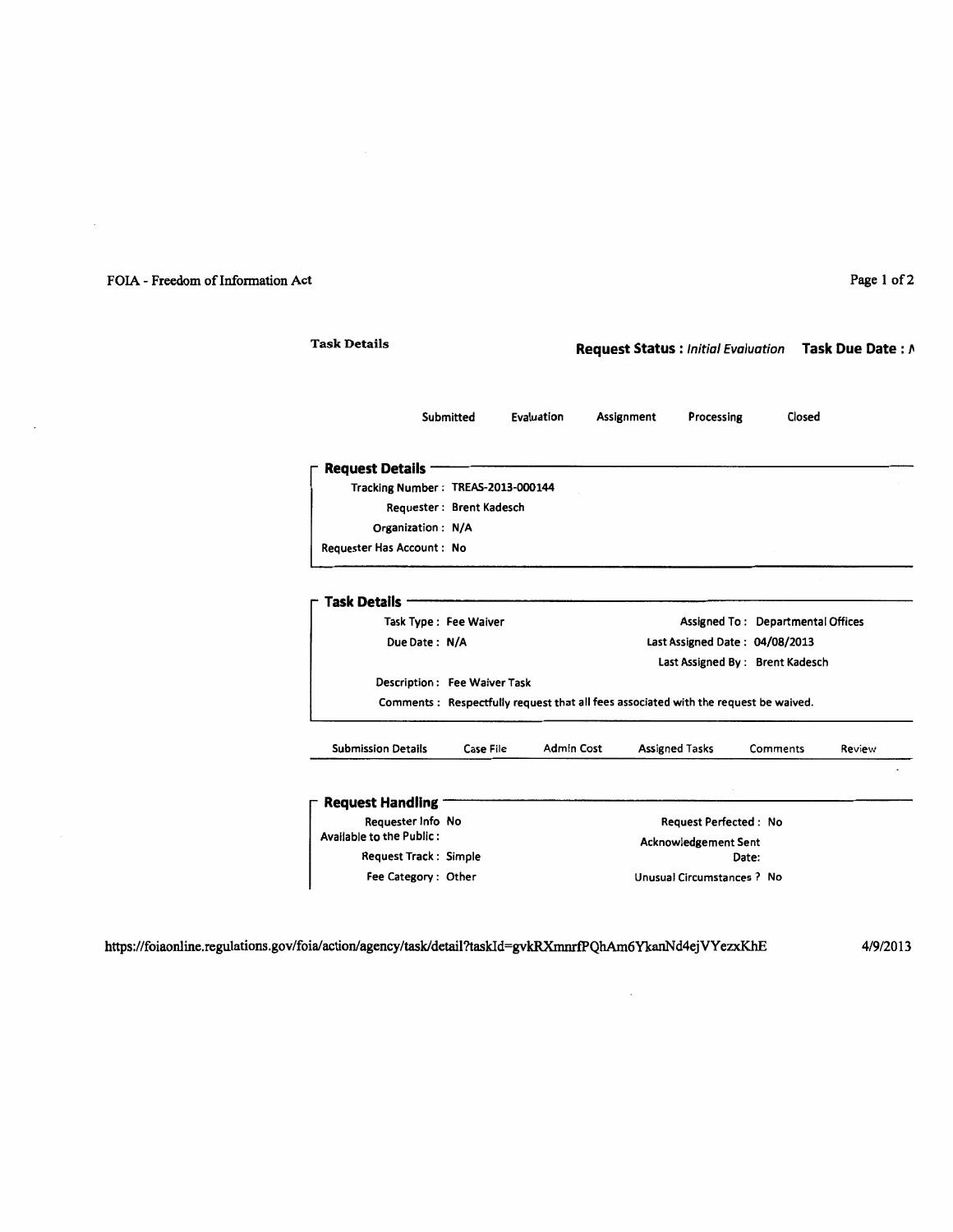**Task Details**

**Request Status :** *Initial Evaluation* **Task Due Date :** N

Submitted | Evaluation | Assignment | Processing | Closed

## Request Details

Tracking Number : TREAS-2013-000144
Requester : Brent Kadesch
Organization : N/A
Requester Has Account : No

## Task Details

| | |
|---|---|
| Task Type : Fee Waiver | Assigned To : Departmental Offices |
| Due Date : N/A | Last Assigned Date : 04/08/2013 |
| | Last Assigned By : Brent Kadesch |

Description : Fee Waiver Task
Comments : Respectfully request that all fees associated with the request be waived.

Submission Details | Case File | Admin Cost | Assigned Tasks | Comments | Review

## Request Handling

| | |
|---|---|
| Requester Info Available to the Public : No | Request Perfected : No |
| Request Track : Simple | Acknowledgement Sent Date: |
| Fee Category : Other | Unusual Circumstances ? No |

https://foiaonline.regulations.gov/foia/action/agency/task/detail?taskId=gvkRXmnrfPQhAm6YkanNd4ejVYezxKhE 4/9/2013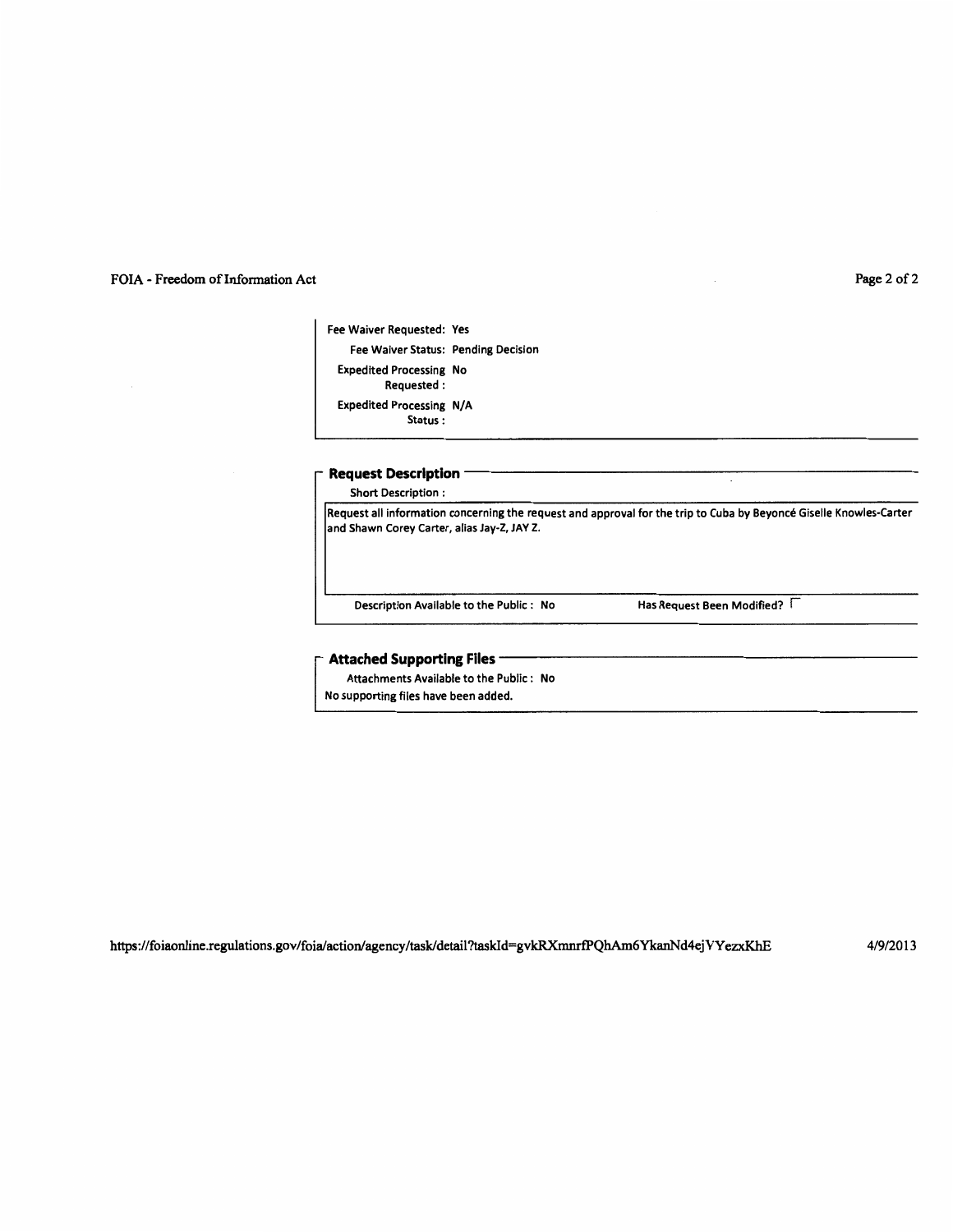Fee Waiver Requested: Yes

Fee Waiver Status: Pending Decision

Expedited Processing Requested : No

Expedited Processing Status : N/A

## Request Description

Short Description :

Request all information concerning the request and approval for the trip to Cuba by Beyoncé Giselle Knowles-Carter and Shawn Corey Carter, alias Jay-Z, JAY Z.

Description Available to the Public : No

Has Request Been Modified? ☐

## Attached Supporting Files

Attachments Available to the Public : No

No supporting files have been added.

https://foiaonline.regulations.gov/foia/action/agency/task/detail?taskId=gvkRXmnrfPQhAm6YkanNd4ejVYezxKhE 4/9/2013